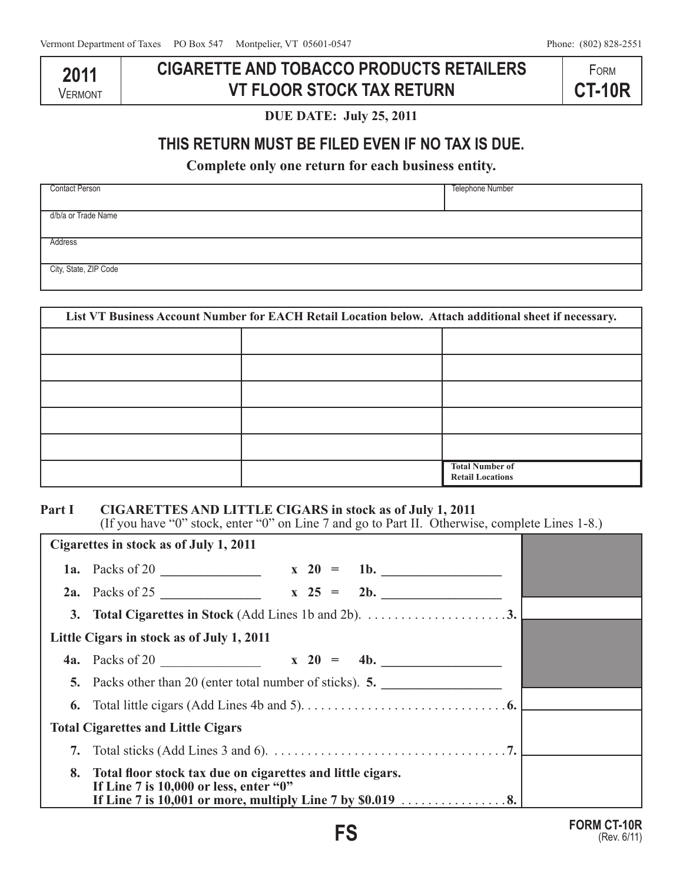Vermont Department of Taxes PO Box 547 Montpelier, VT 05601-0547 Phone: (802) 828-2551

| 2011 VERMONT | CIGARETTE AND TOBACCO PRODUCTS RETAILERS VT FLOOR STOCK TAX RETURN | FORM CT-10R |
|---|---|---|

**DUE DATE: July 25, 2011**

## THIS RETURN MUST BE FILED EVEN IF NO TAX IS DUE.

**Complete only one return for each business entity.**

| Contact Person | Telephone Number |
|---|---|
| d/b/a or Trade Name | |
| Address | |
| City, State, ZIP Code | |

| List VT Business Account Number for EACH Retail Location below. Attach additional sheet if necessary. | | |
|---|---|---|
| | | |
| | | |
| | | |
| | | |
| | | |
| | | Total Number of Retail Locations |

**Part I CIGARETTES AND LITTLE CIGARS in stock as of July 1, 2011**
(If you have "0" stock, enter "0" on Line 7 and go to Part II. Otherwise, complete Lines 1-8.)

**Cigarettes in stock as of July 1, 2011**

**1a.** Packs of 20 ______________ **x 20 = 1b.** ________________

**2a.** Packs of 25 ______________ **x 25 = 2b.** ________________

**3. Total Cigarettes in Stock** (Add Lines 1b and 2b) . . . . . . . . . . . . . . . . . . . . . **3.** ________

**Little Cigars in stock as of July 1, 2011**

**4a.** Packs of 20 ______________ **x 20 = 4b.** ________________

**5.** Packs other than 20 (enter total number of sticks). **5.** ________________

**6.** Total little cigars (Add Lines 4b and 5) . . . . . . . . . . . . . . . . . . . . . . . . . . . . . . **6.** ________

**Total Cigarettes and Little Cigars**

**7.** Total sticks (Add Lines 3 and 6) . . . . . . . . . . . . . . . . . . . . . . . . . . . . . . . . . . . **7.** ________

**8. Total floor stock tax due on cigarettes and little cigars.**
**If Line 7 is 10,000 or less, enter "0"**
**If Line 7 is 10,001 or more, multiply Line 7 by $0.019** . . . . . . . . . . . . . . . . **8.** ________

FS

FORM CT-10R (Rev. 6/11)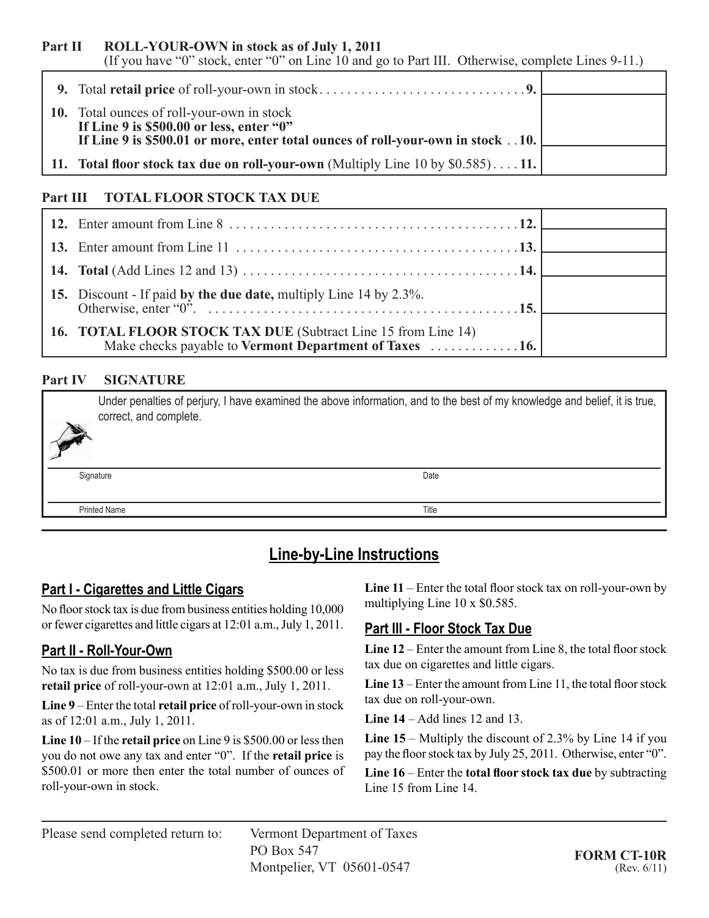**Part II ROLL-YOUR-OWN in stock as of July 1, 2011**
(If you have "0" stock, enter "0" on Line 10 and go to Part III. Otherwise, complete Lines 9-11.)

| | |
|---|---|
| **9.** Total **retail price** of roll-your-own in stock . . . . . . . . . . . . . . . . . . . . . . . . . . . . . **9.** | |
| **10.** Total ounces of roll-your-own in stock<br>**If Line 9 is $500.00 or less, enter "0"**<br>**If Line 9 is $500.01 or more, enter total ounces of roll-your-own in stock** . . **10.** | |
| **11. Total floor stock tax due on roll-your-own** (Multiply Line 10 by $0.585) . . . . **11.** | |

**Part III TOTAL FLOOR STOCK TAX DUE**

| | |
|---|---|
| **12.** Enter amount from Line 8 . . . . . . . . . . . . . . . . . . . . . . . . . . . . . . . . . . . . . . . . . **12.** | |
| **13.** Enter amount from Line 11 . . . . . . . . . . . . . . . . . . . . . . . . . . . . . . . . . . . . . . . . **13.** | |
| **14. Total** (Add Lines 12 and 13) . . . . . . . . . . . . . . . . . . . . . . . . . . . . . . . . . . . . . . . **14.** | |
| **15.** Discount - If paid **by the due date,** multiply Line 14 by 2.3%.<br>Otherwise, enter "0". . . . . . . . . . . . . . . . . . . . . . . . . . . . . . . . . . . . . . . . . . . . . . **15.** | |
| **16. TOTAL FLOOR STOCK TAX DUE** (Subtract Line 15 from Line 14)<br>Make checks payable to **Vermont Department of Taxes** . . . . . . . . . . . . . **16.** | |

**Part IV SIGNATURE**

Under penalties of perjury, I have examined the above information, and to the best of my knowledge and belief, it is true, correct, and complete.

Signature ______________________ Date ______________________

Printed Name ______________________ Title ______________________

## Line-by-Line Instructions

### Part I - Cigarettes and Little Cigars

No floor stock tax is due from business entities holding 10,000 or fewer cigarettes and little cigars at 12:01 a.m., July 1, 2011.

### Part II - Roll-Your-Own

No tax is due from business entities holding $500.00 or less **retail price** of roll-your-own at 12:01 a.m., July 1, 2011.

**Line 9** – Enter the total **retail price** of roll-your-own in stock as of 12:01 a.m., July 1, 2011.

**Line 10** – If the **retail price** on Line 9 is $500.00 or less then you do not owe any tax and enter "0". If the **retail price** is $500.01 or more then enter the total number of ounces of roll-your-own in stock.

**Line 11** – Enter the total floor stock tax on roll-your-own by multiplying Line 10 x $0.585.

### Part III - Floor Stock Tax Due

**Line 12** – Enter the amount from Line 8, the total floor stock tax due on cigarettes and little cigars.

**Line 13** – Enter the amount from Line 11, the total floor stock tax due on roll-your-own.

**Line 14** – Add lines 12 and 13.

**Line 15** – Multiply the discount of 2.3% by Line 14 if you pay the floor stock tax by July 25, 2011. Otherwise, enter "0".

**Line 16** – Enter the **total floor stock tax due** by subtracting Line 15 from Line 14.

Please send completed return to: Vermont Department of Taxes
PO Box 547
Montpelier, VT 05601-0547

**FORM CT-10R**
(Rev. 6/11)